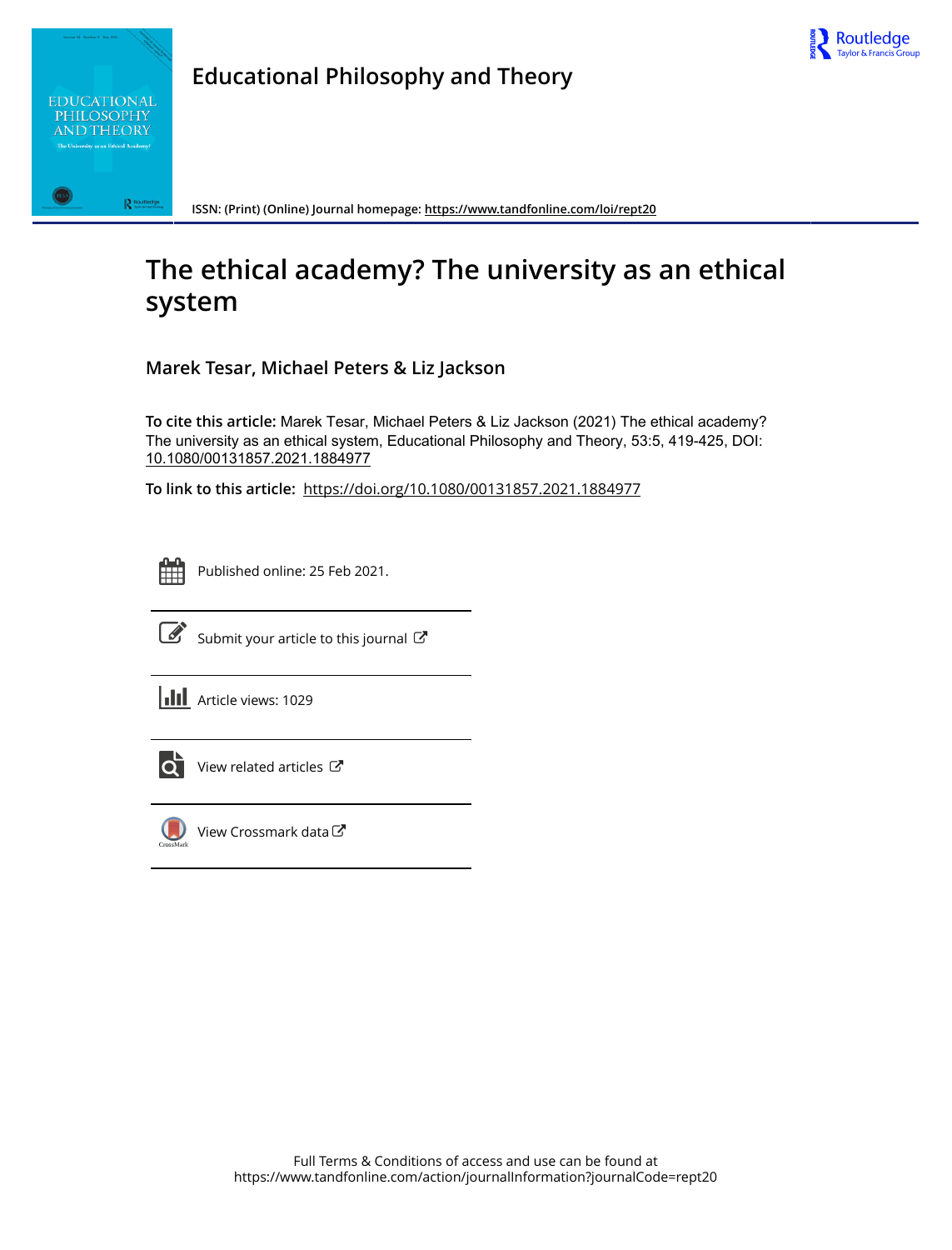# Educational Philosophy and Theory

ISSN: (Print) (Online) Journal homepage: https://www.tandfonline.com/loi/rept20

## The ethical academy? The university as an ethical system

**Marek Tesar, Michael Peters & Liz Jackson**

**To cite this article:** Marek Tesar, Michael Peters & Liz Jackson (2021) The ethical academy? The university as an ethical system, Educational Philosophy and Theory, 53:5, 419-425, DOI: 10.1080/00131857.2021.1884977

**To link to this article:** https://doi.org/10.1080/00131857.2021.1884977

Published online: 25 Feb 2021.

Submit your article to this journal

Article views: 1029

View related articles

View Crossmark data

Full Terms & Conditions of access and use can be found at https://www.tandfonline.com/action/journalInformation?journalCode=rept20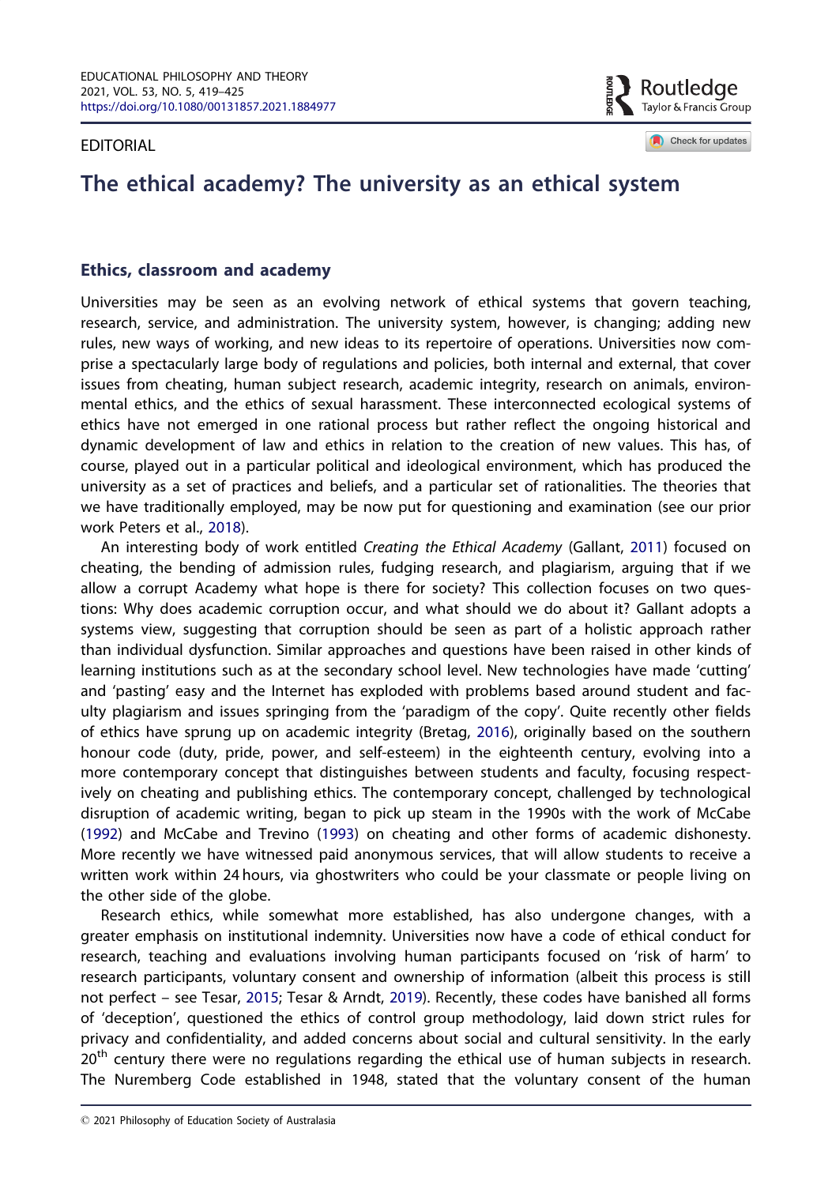EDITORIAL

# The ethical academy? The university as an ethical system

## Ethics, classroom and academy

Universities may be seen as an evolving network of ethical systems that govern teaching, research, service, and administration. The university system, however, is changing; adding new rules, new ways of working, and new ideas to its repertoire of operations. Universities now comprise a spectacularly large body of regulations and policies, both internal and external, that cover issues from cheating, human subject research, academic integrity, research on animals, environmental ethics, and the ethics of sexual harassment. These interconnected ecological systems of ethics have not emerged in one rational process but rather reflect the ongoing historical and dynamic development of law and ethics in relation to the creation of new values. This has, of course, played out in a particular political and ideological environment, which has produced the university as a set of practices and beliefs, and a particular set of rationalities. The theories that we have traditionally employed, may be now put for questioning and examination (see our prior work Peters et al., 2018).

An interesting body of work entitled *Creating the Ethical Academy* (Gallant, 2011) focused on cheating, the bending of admission rules, fudging research, and plagiarism, arguing that if we allow a corrupt Academy what hope is there for society? This collection focuses on two questions: Why does academic corruption occur, and what should we do about it? Gallant adopts a systems view, suggesting that corruption should be seen as part of a holistic approach rather than individual dysfunction. Similar approaches and questions have been raised in other kinds of learning institutions such as at the secondary school level. New technologies have made 'cutting' and 'pasting' easy and the Internet has exploded with problems based around student and faculty plagiarism and issues springing from the 'paradigm of the copy'. Quite recently other fields of ethics have sprung up on academic integrity (Bretag, 2016), originally based on the southern honour code (duty, pride, power, and self-esteem) in the eighteenth century, evolving into a more contemporary concept that distinguishes between students and faculty, focusing respectively on cheating and publishing ethics. The contemporary concept, challenged by technological disruption of academic writing, began to pick up steam in the 1990s with the work of McCabe (1992) and McCabe and Trevino (1993) on cheating and other forms of academic dishonesty. More recently we have witnessed paid anonymous services, that will allow students to receive a written work within 24 hours, via ghostwriters who could be your classmate or people living on the other side of the globe.

Research ethics, while somewhat more established, has also undergone changes, with a greater emphasis on institutional indemnity. Universities now have a code of ethical conduct for research, teaching and evaluations involving human participants focused on 'risk of harm' to research participants, voluntary consent and ownership of information (albeit this process is still not perfect – see Tesar, 2015; Tesar & Arndt, 2019). Recently, these codes have banished all forms of 'deception', questioned the ethics of control group methodology, laid down strict rules for privacy and confidentiality, and added concerns about social and cultural sensitivity. In the early 20th century there were no regulations regarding the ethical use of human subjects in research. The Nuremberg Code established in 1948, stated that the voluntary consent of the human

© 2021 Philosophy of Education Society of Australasia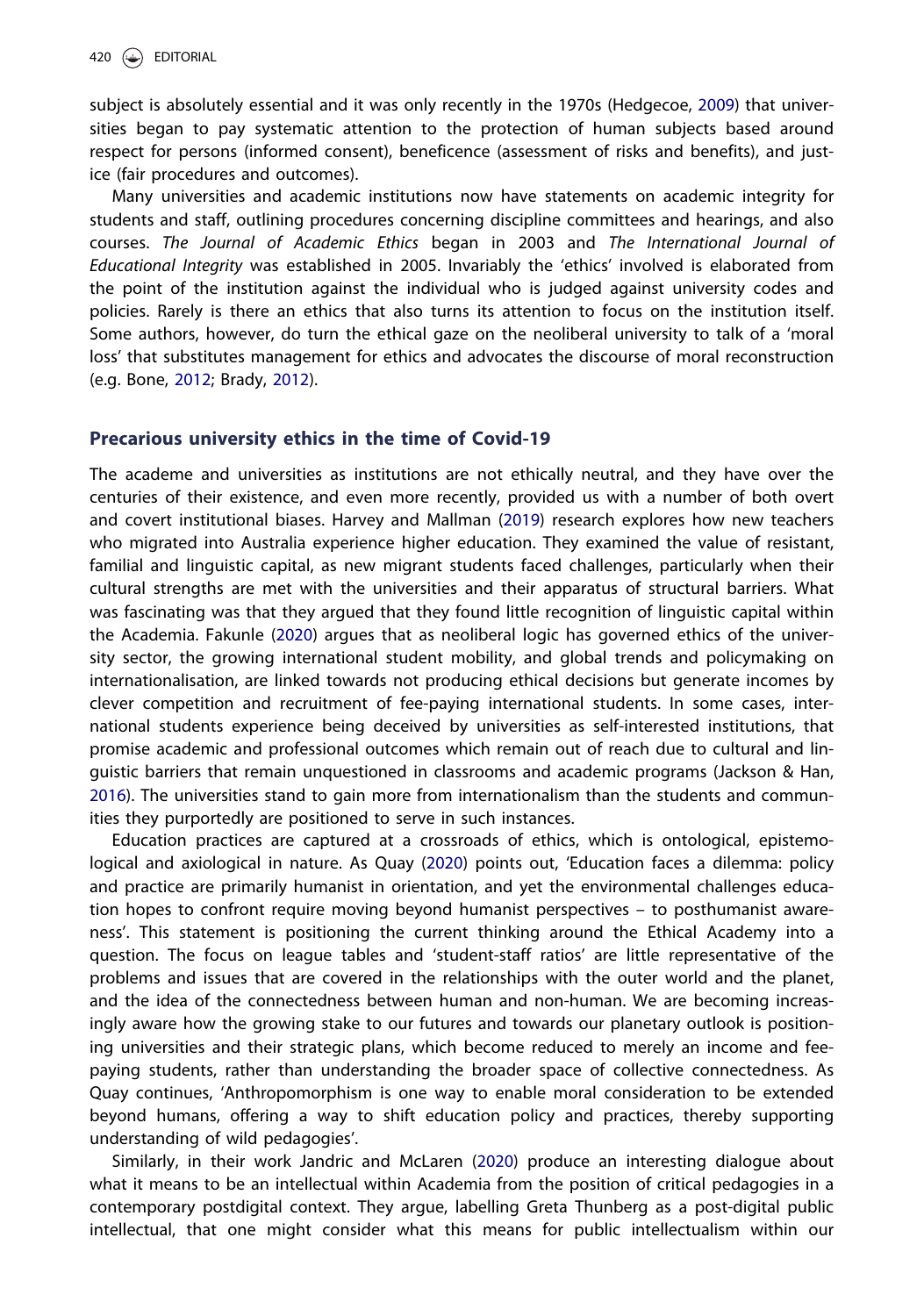subject is absolutely essential and it was only recently in the 1970s (Hedgecoe, 2009) that universities began to pay systematic attention to the protection of human subjects based around respect for persons (informed consent), beneficence (assessment of risks and benefits), and justice (fair procedures and outcomes).

Many universities and academic institutions now have statements on academic integrity for students and staff, outlining procedures concerning discipline committees and hearings, and also courses. *The Journal of Academic Ethics* began in 2003 and *The International Journal of Educational Integrity* was established in 2005. Invariably the 'ethics' involved is elaborated from the point of the institution against the individual who is judged against university codes and policies. Rarely is there an ethics that also turns its attention to focus on the institution itself. Some authors, however, do turn the ethical gaze on the neoliberal university to talk of a 'moral loss' that substitutes management for ethics and advocates the discourse of moral reconstruction (e.g. Bone, 2012; Brady, 2012).

## Precarious university ethics in the time of Covid-19

The academe and universities as institutions are not ethically neutral, and they have over the centuries of their existence, and even more recently, provided us with a number of both overt and covert institutional biases. Harvey and Mallman (2019) research explores how new teachers who migrated into Australia experience higher education. They examined the value of resistant, familial and linguistic capital, as new migrant students faced challenges, particularly when their cultural strengths are met with the universities and their apparatus of structural barriers. What was fascinating was that they argued that they found little recognition of linguistic capital within the Academia. Fakunle (2020) argues that as neoliberal logic has governed ethics of the university sector, the growing international student mobility, and global trends and policymaking on internationalisation, are linked towards not producing ethical decisions but generate incomes by clever competition and recruitment of fee-paying international students. In some cases, international students experience being deceived by universities as self-interested institutions, that promise academic and professional outcomes which remain out of reach due to cultural and linguistic barriers that remain unquestioned in classrooms and academic programs (Jackson & Han, 2016). The universities stand to gain more from internationalism than the students and communities they purportedly are positioned to serve in such instances.

Education practices are captured at a crossroads of ethics, which is ontological, epistemological and axiological in nature. As Quay (2020) points out, 'Education faces a dilemma: policy and practice are primarily humanist in orientation, and yet the environmental challenges education hopes to confront require moving beyond humanist perspectives – to posthumanist awareness'. This statement is positioning the current thinking around the Ethical Academy into a question. The focus on league tables and 'student-staff ratios' are little representative of the problems and issues that are covered in the relationships with the outer world and the planet, and the idea of the connectedness between human and non-human. We are becoming increasingly aware how the growing stake to our futures and towards our planetary outlook is positioning universities and their strategic plans, which become reduced to merely an income and fee-paying students, rather than understanding the broader space of collective connectedness. As Quay continues, 'Anthropomorphism is one way to enable moral consideration to be extended beyond humans, offering a way to shift education policy and practices, thereby supporting understanding of wild pedagogies'.

Similarly, in their work Jandric and McLaren (2020) produce an interesting dialogue about what it means to be an intellectual within Academia from the position of critical pedagogies in a contemporary postdigital context. They argue, labelling Greta Thunberg as a post-digital public intellectual, that one might consider what this means for public intellectualism within our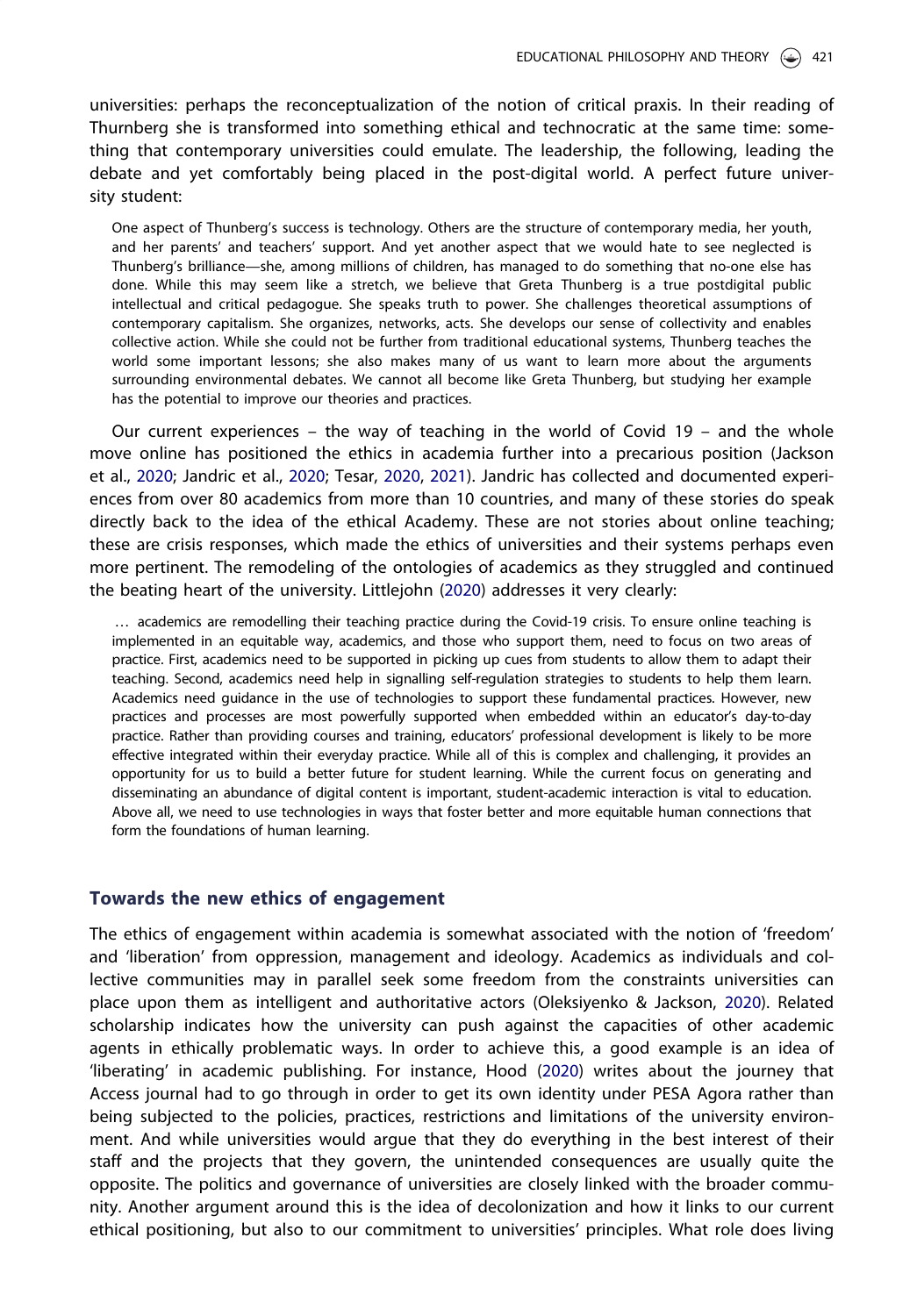universities: perhaps the reconceptualization of the notion of critical praxis. In their reading of Thurnberg she is transformed into something ethical and technocratic at the same time: something that contemporary universities could emulate. The leadership, the following, leading the debate and yet comfortably being placed in the post-digital world. A perfect future university student:

> One aspect of Thunberg's success is technology. Others are the structure of contemporary media, her youth, and her parents' and teachers' support. And yet another aspect that we would hate to see neglected is Thunberg's brilliance—she, among millions of children, has managed to do something that no-one else has done. While this may seem like a stretch, we believe that Greta Thunberg is a true postdigital public intellectual and critical pedagogue. She speaks truth to power. She challenges theoretical assumptions of contemporary capitalism. She organizes, networks, acts. She develops our sense of collectivity and enables collective action. While she could not be further from traditional educational systems, Thunberg teaches the world some important lessons; she also makes many of us want to learn more about the arguments surrounding environmental debates. We cannot all become like Greta Thunberg, but studying her example has the potential to improve our theories and practices.

Our current experiences – the way of teaching in the world of Covid 19 – and the whole move online has positioned the ethics in academia further into a precarious position (Jackson et al., 2020; Jandric et al., 2020; Tesar, 2020, 2021). Jandric has collected and documented experiences from over 80 academics from more than 10 countries, and many of these stories do speak directly back to the idea of the ethical Academy. These are not stories about online teaching; these are crisis responses, which made the ethics of universities and their systems perhaps even more pertinent. The remodeling of the ontologies of academics as they struggled and continued the beating heart of the university. Littlejohn (2020) addresses it very clearly:

> … academics are remodelling their teaching practice during the Covid-19 crisis. To ensure online teaching is implemented in an equitable way, academics, and those who support them, need to focus on two areas of practice. First, academics need to be supported in picking up cues from students to allow them to adapt their teaching. Second, academics need help in signalling self-regulation strategies to students to help them learn. Academics need guidance in the use of technologies to support these fundamental practices. However, new practices and processes are most powerfully supported when embedded within an educator's day-to-day practice. Rather than providing courses and training, educators' professional development is likely to be more effective integrated within their everyday practice. While all of this is complex and challenging, it provides an opportunity for us to build a better future for student learning. While the current focus on generating and disseminating an abundance of digital content is important, student-academic interaction is vital to education. Above all, we need to use technologies in ways that foster better and more equitable human connections that form the foundations of human learning.

## Towards the new ethics of engagement

The ethics of engagement within academia is somewhat associated with the notion of 'freedom' and 'liberation' from oppression, management and ideology. Academics as individuals and collective communities may in parallel seek some freedom from the constraints universities can place upon them as intelligent and authoritative actors (Oleksiyenko & Jackson, 2020). Related scholarship indicates how the university can push against the capacities of other academic agents in ethically problematic ways. In order to achieve this, a good example is an idea of 'liberating' in academic publishing. For instance, Hood (2020) writes about the journey that Access journal had to go through in order to get its own identity under PESA Agora rather than being subjected to the policies, practices, restrictions and limitations of the university environment. And while universities would argue that they do everything in the best interest of their staff and the projects that they govern, the unintended consequences are usually quite the opposite. The politics and governance of universities are closely linked with the broader community. Another argument around this is the idea of decolonization and how it links to our current ethical positioning, but also to our commitment to universities' principles. What role does living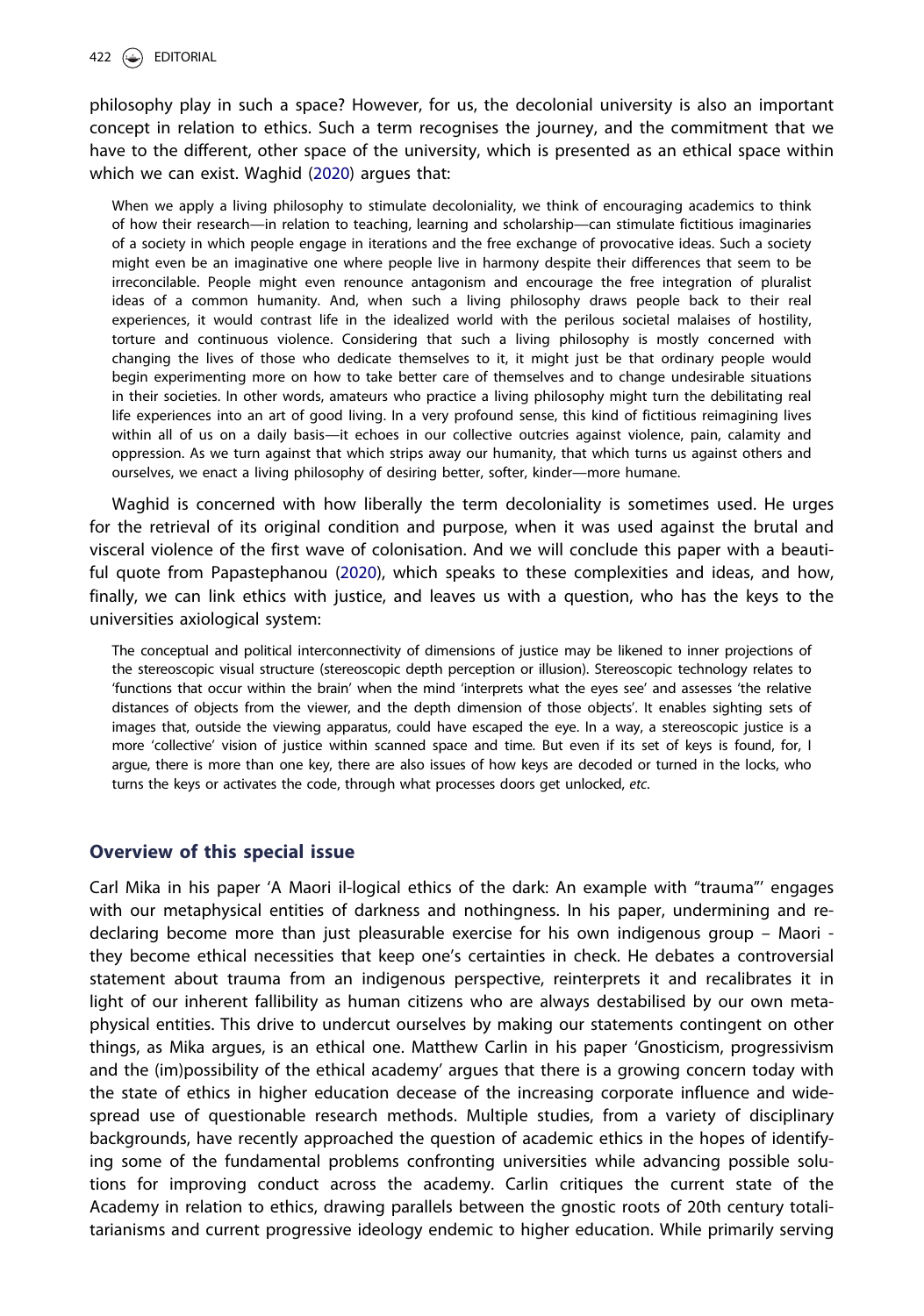philosophy play in such a space? However, for us, the decolonial university is also an important concept in relation to ethics. Such a term recognises the journey, and the commitment that we have to the different, other space of the university, which is presented as an ethical space within which we can exist. Waghid (2020) argues that:

> When we apply a living philosophy to stimulate decoloniality, we think of encouraging academics to think of how their research—in relation to teaching, learning and scholarship—can stimulate fictitious imaginaries of a society in which people engage in iterations and the free exchange of provocative ideas. Such a society might even be an imaginative one where people live in harmony despite their differences that seem to be irreconcilable. People might even renounce antagonism and encourage the free integration of pluralist ideas of a common humanity. And, when such a living philosophy draws people back to their real experiences, it would contrast life in the idealized world with the perilous societal malaises of hostility, torture and continuous violence. Considering that such a living philosophy is mostly concerned with changing the lives of those who dedicate themselves to it, it might just be that ordinary people would begin experimenting more on how to take better care of themselves and to change undesirable situations in their societies. In other words, amateurs who practice a living philosophy might turn the debilitating real life experiences into an art of good living. In a very profound sense, this kind of fictitious reimagining lives within all of us on a daily basis—it echoes in our collective outcries against violence, pain, calamity and oppression. As we turn against that which strips away our humanity, that which turns us against others and ourselves, we enact a living philosophy of desiring better, softer, kinder—more humane.

Waghid is concerned with how liberally the term decoloniality is sometimes used. He urges for the retrieval of its original condition and purpose, when it was used against the brutal and visceral violence of the first wave of colonisation. And we will conclude this paper with a beautiful quote from Papastephanou (2020), which speaks to these complexities and ideas, and how, finally, we can link ethics with justice, and leaves us with a question, who has the keys to the universities axiological system:

> The conceptual and political interconnectivity of dimensions of justice may be likened to inner projections of the stereoscopic visual structure (stereoscopic depth perception or illusion). Stereoscopic technology relates to 'functions that occur within the brain' when the mind 'interprets what the eyes see' and assesses 'the relative distances of objects from the viewer, and the depth dimension of those objects'. It enables sighting sets of images that, outside the viewing apparatus, could have escaped the eye. In a way, a stereoscopic justice is a more 'collective' vision of justice within scanned space and time. But even if its set of keys is found, for, I argue, there is more than one key, there are also issues of how keys are decoded or turned in the locks, who turns the keys or activates the code, through what processes doors get unlocked, *etc.*

## Overview of this special issue

Carl Mika in his paper 'A Maori il-logical ethics of the dark: An example with "trauma"' engages with our metaphysical entities of darkness and nothingness. In his paper, undermining and re-declaring become more than just pleasurable exercise for his own indigenous group – Maori - they become ethical necessities that keep one's certainties in check. He debates a controversial statement about trauma from an indigenous perspective, reinterprets it and recalibrates it in light of our inherent fallibility as human citizens who are always destabilised by our own metaphysical entities. This drive to undercut ourselves by making our statements contingent on other things, as Mika argues, is an ethical one. Matthew Carlin in his paper 'Gnosticism, progressivism and the (im)possibility of the ethical academy' argues that there is a growing concern today with the state of ethics in higher education decease of the increasing corporate influence and widespread use of questionable research methods. Multiple studies, from a variety of disciplinary backgrounds, have recently approached the question of academic ethics in the hopes of identifying some of the fundamental problems confronting universities while advancing possible solutions for improving conduct across the academy. Carlin critiques the current state of the Academy in relation to ethics, drawing parallels between the gnostic roots of 20th century totalitarianisms and current progressive ideology endemic to higher education. While primarily serving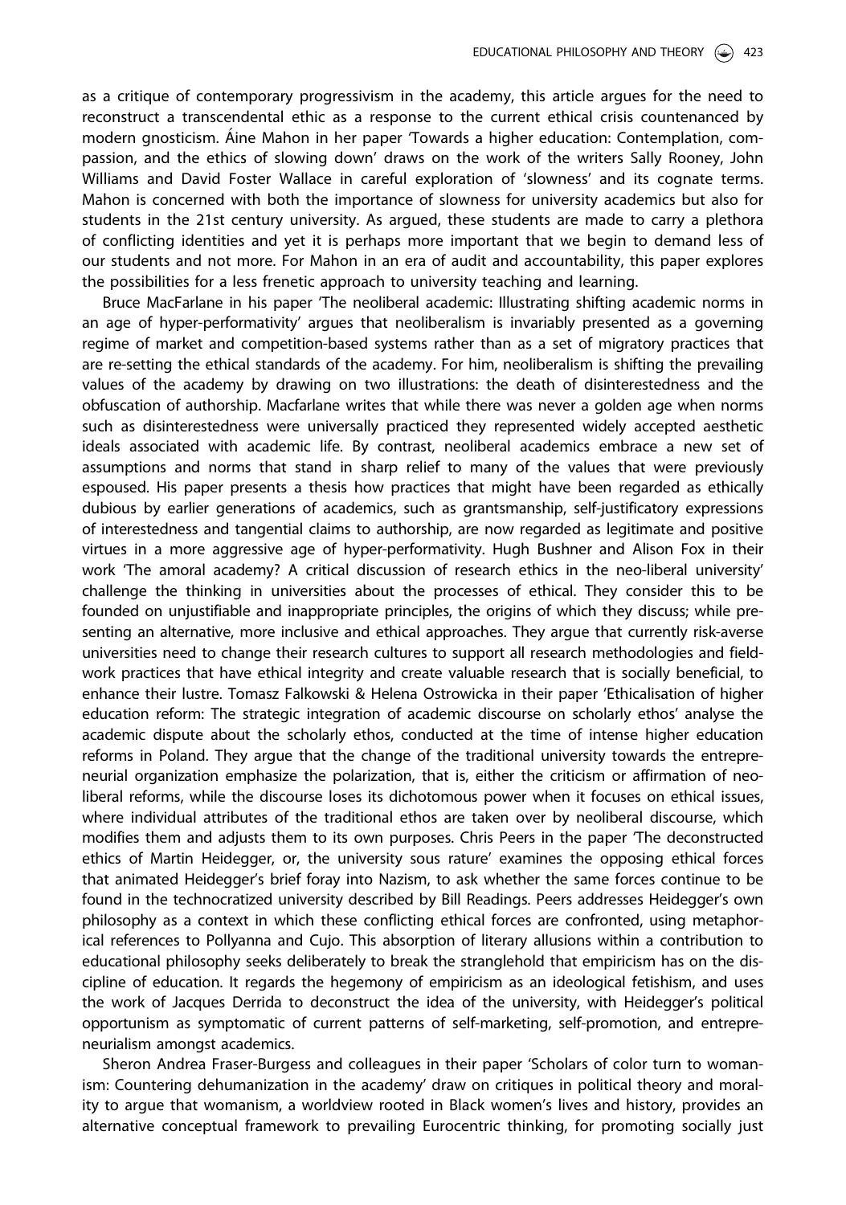as a critique of contemporary progressivism in the academy, this article argues for the need to reconstruct a transcendental ethic as a response to the current ethical crisis countenanced by modern gnosticism. Áine Mahon in her paper 'Towards a higher education: Contemplation, compassion, and the ethics of slowing down' draws on the work of the writers Sally Rooney, John Williams and David Foster Wallace in careful exploration of 'slowness' and its cognate terms. Mahon is concerned with both the importance of slowness for university academics but also for students in the 21st century university. As argued, these students are made to carry a plethora of conflicting identities and yet it is perhaps more important that we begin to demand less of our students and not more. For Mahon in an era of audit and accountability, this paper explores the possibilities for a less frenetic approach to university teaching and learning.

Bruce MacFarlane in his paper 'The neoliberal academic: Illustrating shifting academic norms in an age of hyper-performativity' argues that neoliberalism is invariably presented as a governing regime of market and competition-based systems rather than as a set of migratory practices that are re-setting the ethical standards of the academy. For him, neoliberalism is shifting the prevailing values of the academy by drawing on two illustrations: the death of disinterestedness and the obfuscation of authorship. Macfarlane writes that while there was never a golden age when norms such as disinterestedness were universally practiced they represented widely accepted aesthetic ideals associated with academic life. By contrast, neoliberal academics embrace a new set of assumptions and norms that stand in sharp relief to many of the values that were previously espoused. His paper presents a thesis how practices that might have been regarded as ethically dubious by earlier generations of academics, such as grantsmanship, self-justificatory expressions of interestedness and tangential claims to authorship, are now regarded as legitimate and positive virtues in a more aggressive age of hyper-performativity. Hugh Bushner and Alison Fox in their work 'The amoral academy? A critical discussion of research ethics in the neo-liberal university' challenge the thinking in universities about the processes of ethical. They consider this to be founded on unjustifiable and inappropriate principles, the origins of which they discuss; while presenting an alternative, more inclusive and ethical approaches. They argue that currently risk-averse universities need to change their research cultures to support all research methodologies and fieldwork practices that have ethical integrity and create valuable research that is socially beneficial, to enhance their lustre. Tomasz Falkowski & Helena Ostrowicka in their paper 'Ethicalisation of higher education reform: The strategic integration of academic discourse on scholarly ethos' analyse the academic dispute about the scholarly ethos, conducted at the time of intense higher education reforms in Poland. They argue that the change of the traditional university towards the entrepreneurial organization emphasize the polarization, that is, either the criticism or affirmation of neoliberal reforms, while the discourse loses its dichotomous power when it focuses on ethical issues, where individual attributes of the traditional ethos are taken over by neoliberal discourse, which modifies them and adjusts them to its own purposes. Chris Peers in the paper 'The deconstructed ethics of Martin Heidegger, or, the university sous rature' examines the opposing ethical forces that animated Heidegger's brief foray into Nazism, to ask whether the same forces continue to be found in the technocratized university described by Bill Readings. Peers addresses Heidegger's own philosophy as a context in which these conflicting ethical forces are confronted, using metaphorical references to Pollyanna and Cujo. This absorption of literary allusions within a contribution to educational philosophy seeks deliberately to break the stranglehold that empiricism has on the discipline of education. It regards the hegemony of empiricism as an ideological fetishism, and uses the work of Jacques Derrida to deconstruct the idea of the university, with Heidegger's political opportunism as symptomatic of current patterns of self-marketing, self-promotion, and entrepreneurialism amongst academics.

Sheron Andrea Fraser-Burgess and colleagues in their paper 'Scholars of color turn to womanism: Countering dehumanization in the academy' draw on critiques in political theory and morality to argue that womanism, a worldview rooted in Black women's lives and history, provides an alternative conceptual framework to prevailing Eurocentric thinking, for promoting socially just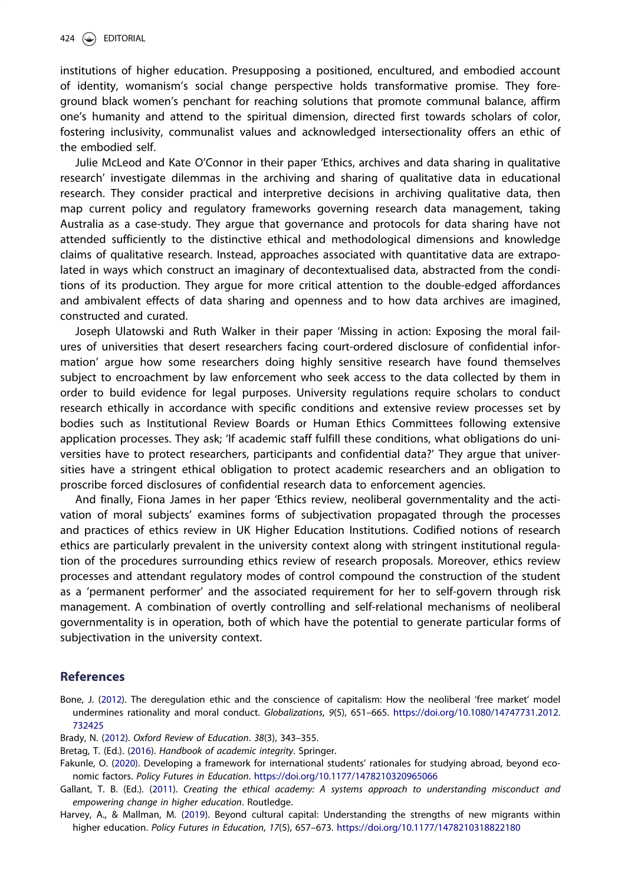institutions of higher education. Presupposing a positioned, encultured, and embodied account of identity, womanism's social change perspective holds transformative promise. They foreground black women's penchant for reaching solutions that promote communal balance, affirm one's humanity and attend to the spiritual dimension, directed first towards scholars of color, fostering inclusivity, communalist values and acknowledged intersectionality offers an ethic of the embodied self.

Julie McLeod and Kate O'Connor in their paper 'Ethics, archives and data sharing in qualitative research' investigate dilemmas in the archiving and sharing of qualitative data in educational research. They consider practical and interpretive decisions in archiving qualitative data, then map current policy and regulatory frameworks governing research data management, taking Australia as a case-study. They argue that governance and protocols for data sharing have not attended sufficiently to the distinctive ethical and methodological dimensions and knowledge claims of qualitative research. Instead, approaches associated with quantitative data are extrapolated in ways which construct an imaginary of decontextualised data, abstracted from the conditions of its production. They argue for more critical attention to the double-edged affordances and ambivalent effects of data sharing and openness and to how data archives are imagined, constructed and curated.

Joseph Ulatowski and Ruth Walker in their paper 'Missing in action: Exposing the moral failures of universities that desert researchers facing court-ordered disclosure of confidential information' argue how some researchers doing highly sensitive research have found themselves subject to encroachment by law enforcement who seek access to the data collected by them in order to build evidence for legal purposes. University regulations require scholars to conduct research ethically in accordance with specific conditions and extensive review processes set by bodies such as Institutional Review Boards or Human Ethics Committees following extensive application processes. They ask; 'If academic staff fulfill these conditions, what obligations do universities have to protect researchers, participants and confidential data?' They argue that universities have a stringent ethical obligation to protect academic researchers and an obligation to proscribe forced disclosures of confidential research data to enforcement agencies.

And finally, Fiona James in her paper 'Ethics review, neoliberal governmentality and the activation of moral subjects' examines forms of subjectivation propagated through the processes and practices of ethics review in UK Higher Education Institutions. Codified notions of research ethics are particularly prevalent in the university context along with stringent institutional regulation of the procedures surrounding ethics review of research proposals. Moreover, ethics review processes and attendant regulatory modes of control compound the construction of the student as a 'permanent performer' and the associated requirement for her to self-govern through risk management. A combination of overtly controlling and self-relational mechanisms of neoliberal governmentality is in operation, both of which have the potential to generate particular forms of subjectivation in the university context.

## References

Bone, J. (2012). The deregulation ethic and the conscience of capitalism: How the neoliberal 'free market' model undermines rationality and moral conduct. *Globalizations*, *9*(5), 651–665. https://doi.org/10.1080/14747731.2012.732425

Brady, N. (2012). *Oxford Review of Education*. *38*(3), 343–355.

Bretag, T. (Ed.). (2016). *Handbook of academic integrity*. Springer.

Fakunle, O. (2020). Developing a framework for international students' rationales for studying abroad, beyond economic factors. *Policy Futures in Education*. https://doi.org/10.1177/1478210320965066

Gallant, T. B. (Ed.). (2011). *Creating the ethical academy: A systems approach to understanding misconduct and empowering change in higher education*. Routledge.

Harvey, A., & Mallman, M. (2019). Beyond cultural capital: Understanding the strengths of new migrants within higher education. *Policy Futures in Education*, *17*(5), 657–673. https://doi.org/10.1177/1478210318822180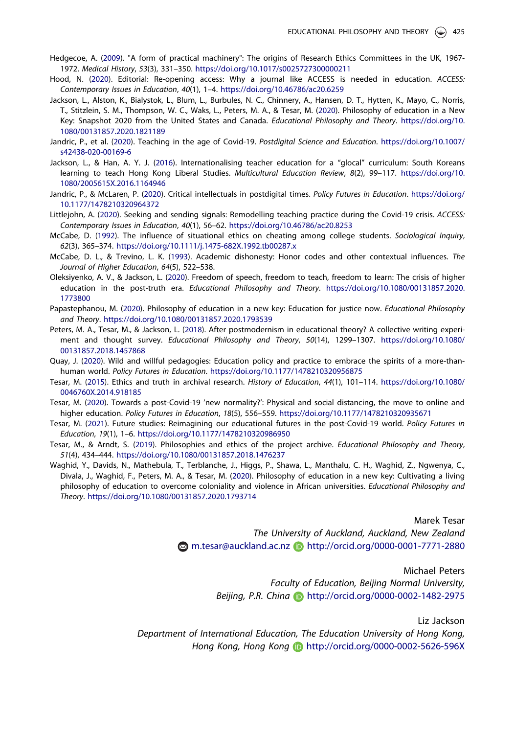Hedgecoe, A. (2009). "A form of practical machinery": The origins of Research Ethics Committees in the UK, 1967-1972. *Medical History*, *53*(3), 331–350. https://doi.org/10.1017/s0025727300000211

Hood, N. (2020). Editorial: Re-opening access: Why a journal like ACCESS is needed in education. *ACCESS: Contemporary Issues in Education*, *40*(1), 1–4. https://doi.org/10.46786/ac20.6259

Jackson, L., Alston, K., Bialystok, L., Blum, L., Burbules, N. C., Chinnery, A., Hansen, D. T., Hytten, K., Mayo, C., Norris, T., Stitzlein, S. M., Thompson, W. C., Waks, L., Peters, M. A., & Tesar, M. (2020). Philosophy of education in a New Key: Snapshot 2020 from the United States and Canada. *Educational Philosophy and Theory*. https://doi.org/10.1080/00131857.2020.1821189

Jandric, P., et al. (2020). Teaching in the age of Covid-19. *Postdigital Science and Education*. https://doi.org/10.1007/s42438-020-00169-6

Jackson, L., & Han, A. Y. J. (2016). Internationalising teacher education for a "glocal" curriculum: South Koreans learning to teach Hong Kong Liberal Studies. *Multicultural Education Review*, *8*(2), 99–117. https://doi.org/10.1080/2005615X.2016.1164946

Jandric, P., & McLaren, P. (2020). Critical intellectuals in postdigital times. *Policy Futures in Education*. https://doi.org/10.1177/1478210320964372

Littlejohn, A. (2020). Seeking and sending signals: Remodelling teaching practice during the Covid-19 crisis. *ACCESS: Contemporary Issues in Education*, *40*(1), 56–62. https://doi.org/10.46786/ac20.8253

McCabe, D. (1992). The influence of situational ethics on cheating among college students. *Sociological Inquiry*, *62*(3), 365–374. https://doi.org/10.1111/j.1475-682X.1992.tb00287.x

McCabe, D. L., & Trevino, L. K. (1993). Academic dishonesty: Honor codes and other contextual influences. *The Journal of Higher Education*, *64*(5), 522–538.

Oleksiyenko, A. V., & Jackson, L. (2020). Freedom of speech, freedom to teach, freedom to learn: The crisis of higher education in the post-truth era. *Educational Philosophy and Theory*. https://doi.org/10.1080/00131857.2020.1773800

Papastephanou, M. (2020). Philosophy of education in a new key: Education for justice now. *Educational Philosophy and Theory*. https://doi.org/10.1080/00131857.2020.1793539

Peters, M. A., Tesar, M., & Jackson, L. (2018). After postmodernism in educational theory? A collective writing experiment and thought survey. *Educational Philosophy and Theory*, *50*(14), 1299–1307. https://doi.org/10.1080/00131857.2018.1457868

Quay, J. (2020). Wild and willful pedagogies: Education policy and practice to embrace the spirits of a more-than-human world. *Policy Futures in Education*. https://doi.org/10.1177/1478210320956875

Tesar, M. (2015). Ethics and truth in archival research. *History of Education*, *44*(1), 101–114. https://doi.org/10.1080/0046760X.2014.918185

Tesar, M. (2020). Towards a post-Covid-19 'new normality?': Physical and social distancing, the move to online and higher education. *Policy Futures in Education*, *18*(5), 556–559. https://doi.org/10.1177/1478210320935671

Tesar, M. (2021). Future studies: Reimagining our educational futures in the post-Covid-19 world. *Policy Futures in Education*, *19*(1), 1–6. https://doi.org/10.1177/1478210320986950

Tesar, M., & Arndt, S. (2019). Philosophies and ethics of the project archive. *Educational Philosophy and Theory*, *51*(4), 434–444. https://doi.org/10.1080/00131857.2018.1476237

Waghid, Y., Davids, N., Mathebula, T., Terblanche, J., Higgs, P., Shawa, L., Manthalu, C. H., Waghid, Z., Ngwenya, C., Divala, J., Waghid, F., Peters, M. A., & Tesar, M. (2020). Philosophy of education in a new key: Cultivating a living philosophy of education to overcome coloniality and violence in African universities. *Educational Philosophy and Theory*. https://doi.org/10.1080/00131857.2020.1793714

Marek Tesar
*The University of Auckland, Auckland, New Zealand*
m.tesar@auckland.ac.nz http://orcid.org/0000-0001-7771-2880

Michael Peters
*Faculty of Education, Beijing Normal University, Beijing, P.R. China* http://orcid.org/0000-0002-1482-2975

Liz Jackson
*Department of International Education, The Education University of Hong Kong, Hong Kong, Hong Kong* http://orcid.org/0000-0002-5626-596X